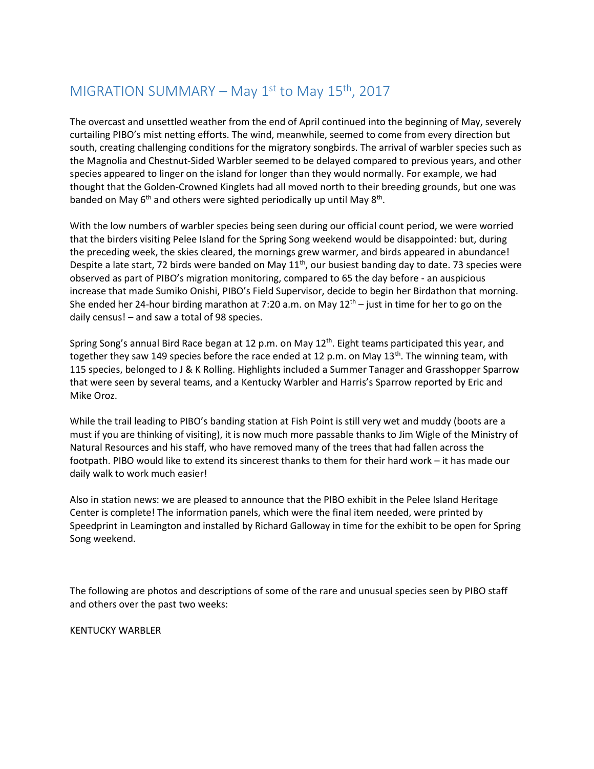# MIGRATION SUMMARY – May 1st to May 15th, 2017

The overcast and unsettled weather from the end of April continued into the beginning of May, severely curtailing PIBO's mist netting efforts. The wind, meanwhile, seemed to come from every direction but south, creating challenging conditions for the migratory songbirds. The arrival of warbler species such as the Magnolia and Chestnut-Sided Warbler seemed to be delayed compared to previous years, and other species appeared to linger on the island for longer than they would normally. For example, we had thought that the Golden-Crowned Kinglets had all moved north to their breeding grounds, but one was banded on May 6th and others were sighted periodically up until May 8th.

With the low numbers of warbler species being seen during our official count period, we were worried that the birders visiting Pelee Island for the Spring Song weekend would be disappointed: but, during the preceding week, the skies cleared, the mornings grew warmer, and birds appeared in abundance! Despite a late start, 72 birds were banded on May 11th, our busiest banding day to date. 73 species were observed as part of PIBO's migration monitoring, compared to 65 the day before - an auspicious increase that made Sumiko Onishi, PIBO's Field Supervisor, decide to begin her Birdathon that morning. She ended her 24-hour birding marathon at 7:20 a.m. on May 12th – just in time for her to go on the daily census! – and saw a total of 98 species.

Spring Song's annual Bird Race began at 12 p.m. on May 12th. Eight teams participated this year, and together they saw 149 species before the race ended at 12 p.m. on May 13th. The winning team, with 115 species, belonged to J & K Rolling. Highlights included a Summer Tanager and Grasshopper Sparrow that were seen by several teams, and a Kentucky Warbler and Harris's Sparrow reported by Eric and Mike Oroz.

While the trail leading to PIBO's banding station at Fish Point is still very wet and muddy (boots are a must if you are thinking of visiting), it is now much more passable thanks to Jim Wigle of the Ministry of Natural Resources and his staff, who have removed many of the trees that had fallen across the footpath. PIBO would like to extend its sincerest thanks to them for their hard work – it has made our daily walk to work much easier!

Also in station news: we are pleased to announce that the PIBO exhibit in the Pelee Island Heritage Center is complete! The information panels, which were the final item needed, were printed by Speedprint in Leamington and installed by Richard Galloway in time for the exhibit to be open for Spring Song weekend.

The following are photos and descriptions of some of the rare and unusual species seen by PIBO staff and others over the past two weeks:

KENTUCKY WARBLER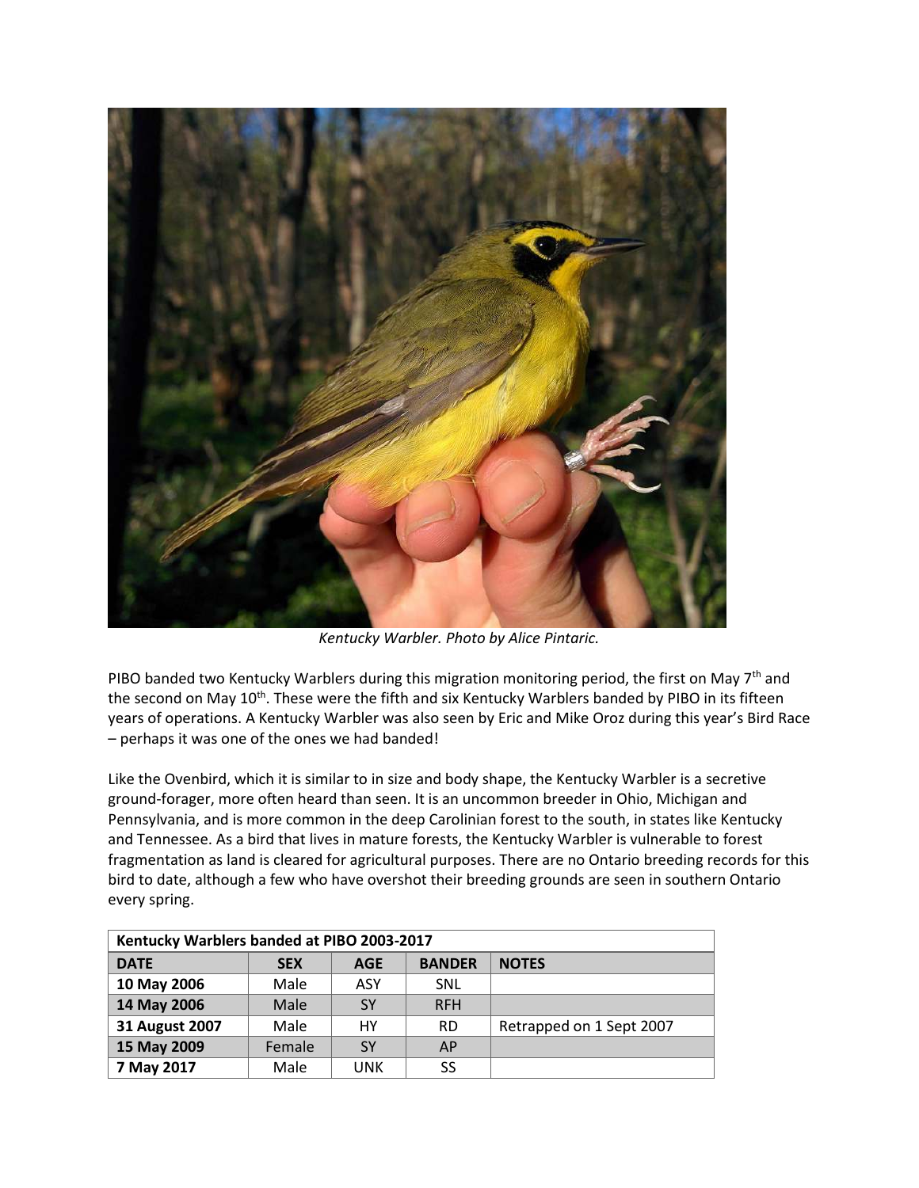*Kentucky Warbler. Photo by Alice Pintaric.*

PIBO banded two Kentucky Warblers during this migration monitoring period, the first on May 7th and the second on May 10th. These were the fifth and six Kentucky Warblers banded by PIBO in its fifteen years of operations. A Kentucky Warbler was also seen by Eric and Mike Oroz during this year's Bird Race – perhaps it was one of the ones we had banded!

Like the Ovenbird, which it is similar to in size and body shape, the Kentucky Warbler is a secretive ground-forager, more often heard than seen. It is an uncommon breeder in Ohio, Michigan and Pennsylvania, and is more common in the deep Carolinian forest to the south, in states like Kentucky and Tennessee. As a bird that lives in mature forests, the Kentucky Warbler is vulnerable to forest fragmentation as land is cleared for agricultural purposes. There are no Ontario breeding records for this bird to date, although a few who have overshot their breeding grounds are seen in southern Ontario every spring.

| Kentucky Warblers banded at PIBO 2003-2017 | | | | |
|---|---|---|---|---|
| **DATE** | **SEX** | **AGE** | **BANDER** | **NOTES** |
| **10 May 2006** | Male | ASY | SNL | |
| **14 May 2006** | Male | SY | RFH | |
| **31 August 2007** | Male | HY | RD | Retrapped on 1 Sept 2007 |
| **15 May 2009** | Female | SY | AP | |
| **7 May 2017** | Male | UNK | SS | |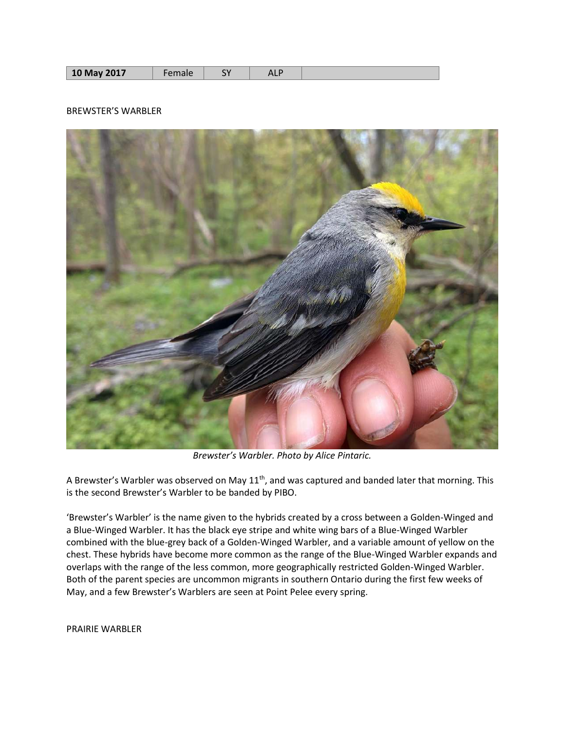| 10 May 2017 | Female | SY | ALP | |
| --- | --- | --- | --- | --- |

BREWSTER'S WARBLER

*Brewster's Warbler. Photo by Alice Pintaric.*

A Brewster's Warbler was observed on May 11th, and was captured and banded later that morning. This is the second Brewster's Warbler to be banded by PIBO.

'Brewster's Warbler' is the name given to the hybrids created by a cross between a Golden-Winged and a Blue-Winged Warbler. It has the black eye stripe and white wing bars of a Blue-Winged Warbler combined with the blue-grey back of a Golden-Winged Warbler, and a variable amount of yellow on the chest. These hybrids have become more common as the range of the Blue-Winged Warbler expands and overlaps with the range of the less common, more geographically restricted Golden-Winged Warbler. Both of the parent species are uncommon migrants in southern Ontario during the first few weeks of May, and a few Brewster's Warblers are seen at Point Pelee every spring.

PRAIRIE WARBLER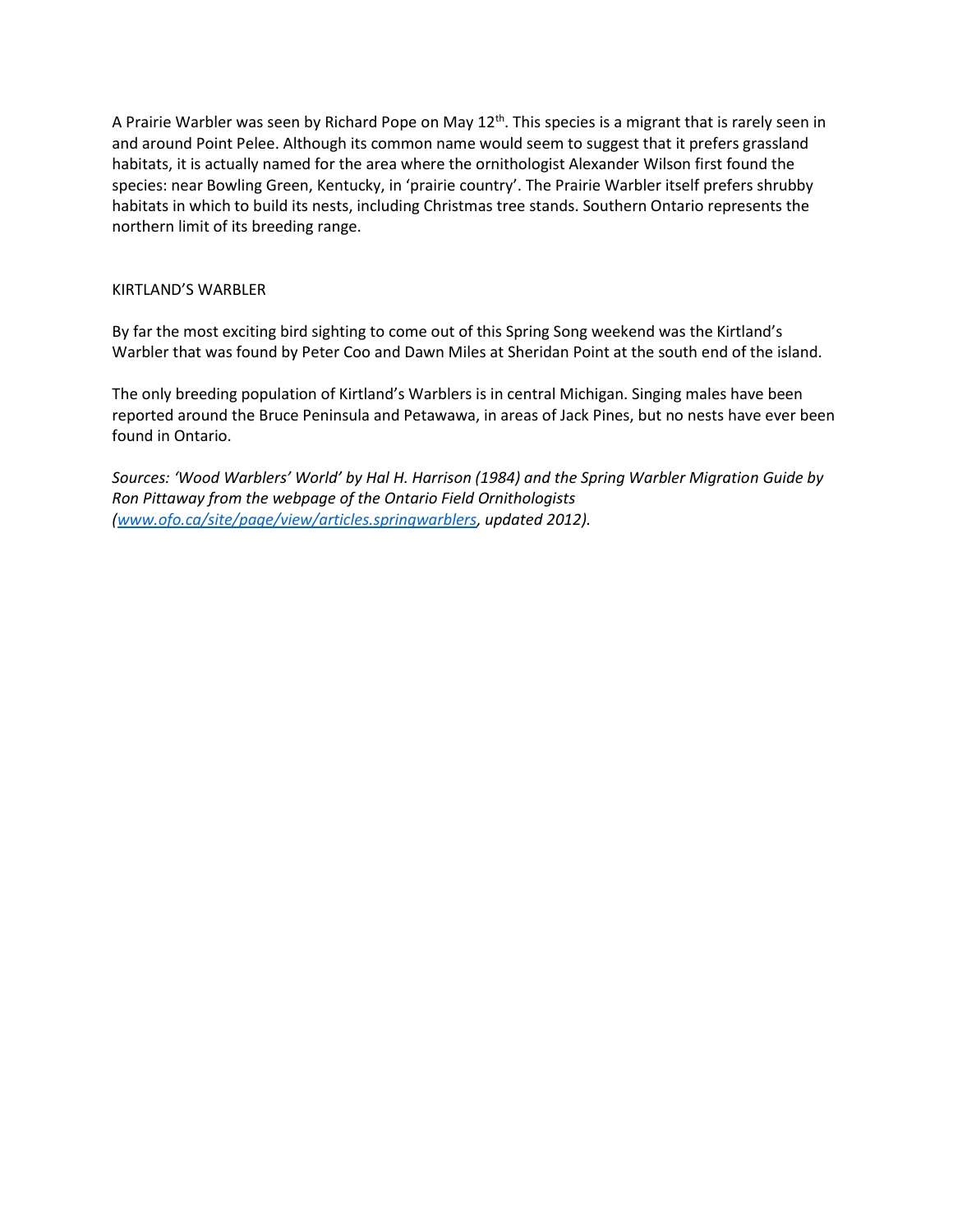A Prairie Warbler was seen by Richard Pope on May 12th. This species is a migrant that is rarely seen in and around Point Pelee. Although its common name would seem to suggest that it prefers grassland habitats, it is actually named for the area where the ornithologist Alexander Wilson first found the species: near Bowling Green, Kentucky, in 'prairie country'. The Prairie Warbler itself prefers shrubby habitats in which to build its nests, including Christmas tree stands. Southern Ontario represents the northern limit of its breeding range.

## KIRTLAND'S WARBLER

By far the most exciting bird sighting to come out of this Spring Song weekend was the Kirtland's Warbler that was found by Peter Coo and Dawn Miles at Sheridan Point at the south end of the island.

The only breeding population of Kirtland's Warblers is in central Michigan. Singing males have been reported around the Bruce Peninsula and Petawawa, in areas of Jack Pines, but no nests have ever been found in Ontario.

*Sources: 'Wood Warblers' World' by Hal H. Harrison (1984) and the Spring Warbler Migration Guide by Ron Pittaway from the webpage of the Ontario Field Ornithologists ([www.ofo.ca/site/page/view/articles.springwarblers](www.ofo.ca/site/page/view/articles.springwarblers), updated 2012).*